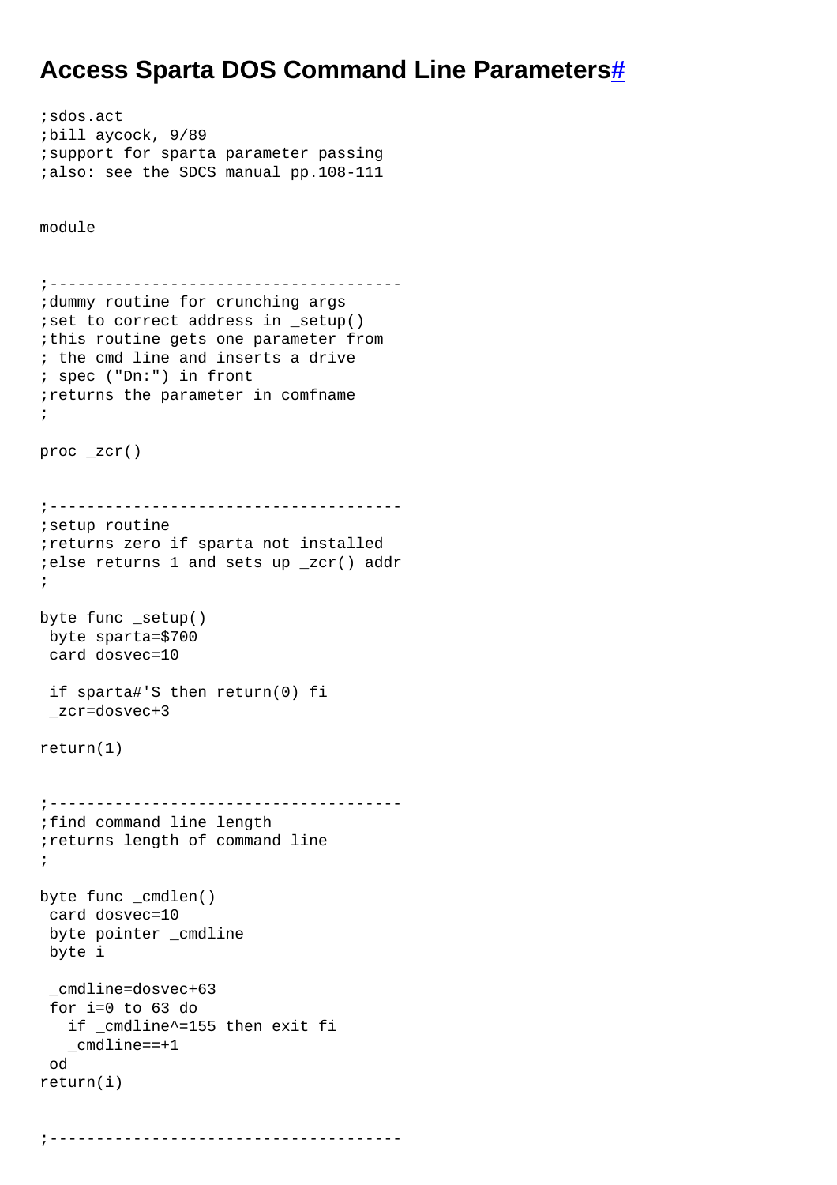# Access Sparta DOS Command Line Parameters#

```
;sdos.act
;bill aycock, 9/89
;support for sparta parameter passing
;also: see the SDCS manual pp.108-111


module


;--------------------------------------
;dummy routine for crunching args
;set to correct address in _setup()
;this routine gets one parameter from
; the cmd line and inserts a drive
; spec ("Dn:") in front
;returns the parameter in comfname
;

proc _zcr()


;--------------------------------------
;setup routine
;returns zero if sparta not installed
;else returns 1 and sets up _zcr() addr
;

byte func _setup()
 byte sparta=$700
 card dosvec=10

 if sparta#'S then return(0) fi
 _zcr=dosvec+3

return(1)


;--------------------------------------
;find command line length
;returns length of command line
;

byte func _cmdlen()
 card dosvec=10
 byte pointer _cmdline
 byte i

 _cmdline=dosvec+63
 for i=0 to 63 do
   if _cmdline^=155 then exit fi
   _cmdline==+1
 od
return(i)


;--------------------------------------
```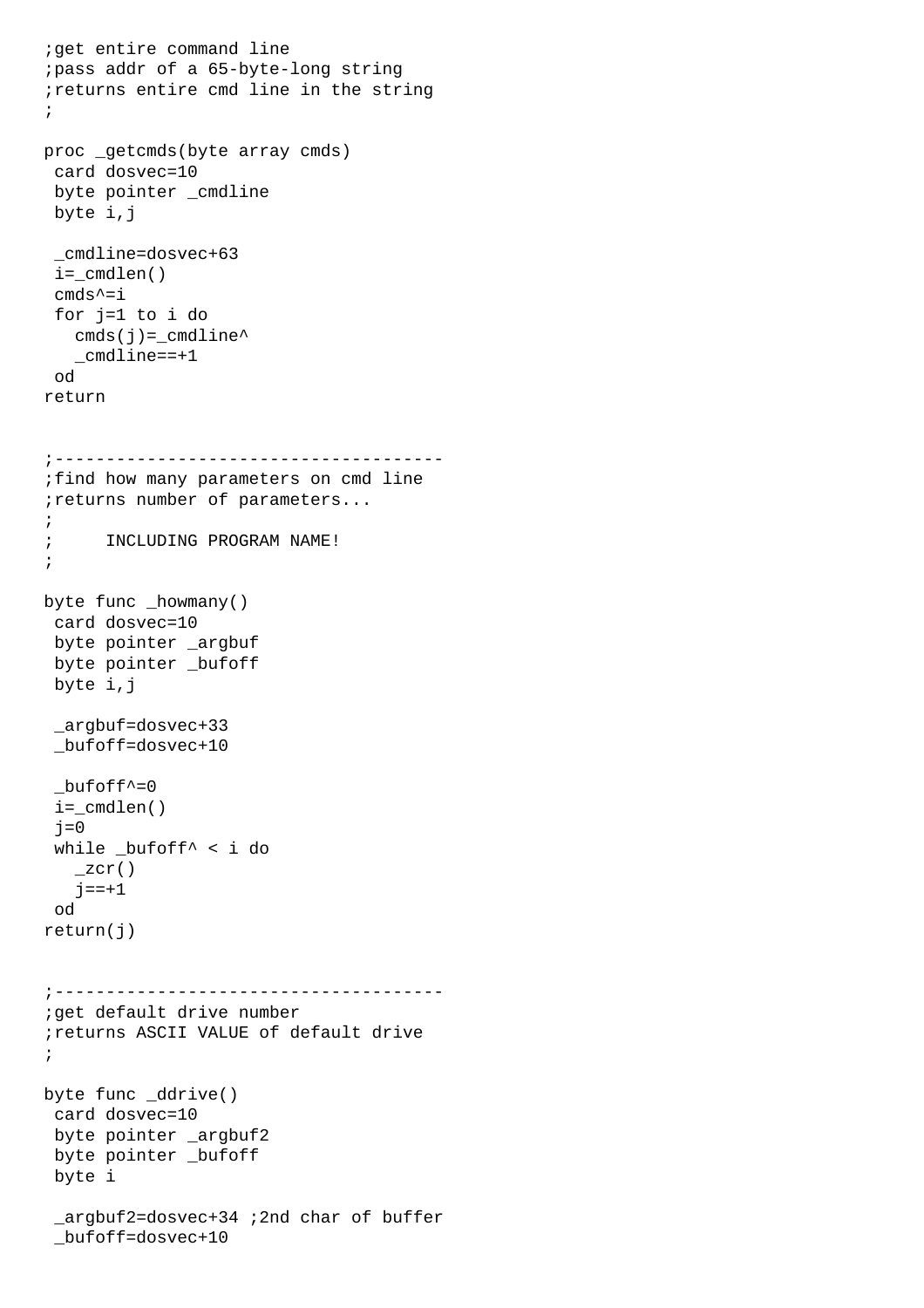```
;get entire command line
;pass addr of a 65-byte-long string
;returns entire cmd line in the string
;

proc _getcmds(byte array cmds)
 card dosvec=10
 byte pointer _cmdline
 byte i,j

 _cmdline=dosvec+63
 i=_cmdlen()
 cmds^=i
 for j=1 to i do
   cmds(j)=_cmdline^
   _cmdline==+1
 od
return


;-------------------------------------
;find how many parameters on cmd line
;returns number of parameters...
;
;     INCLUDING PROGRAM NAME!
;

byte func _howmany()
 card dosvec=10
 byte pointer _argbuf
 byte pointer _bufoff
 byte i,j

 _argbuf=dosvec+33
 _bufoff=dosvec+10

 _bufoff^=0
 i=_cmdlen()
 j=0
 while _bufoff^ < i do
   _zcr()
   j==+1
 od
return(j)


;-------------------------------------
;get default drive number
;returns ASCII VALUE of default drive
;

byte func _ddrive()
 card dosvec=10
 byte pointer _argbuf2
 byte pointer _bufoff
 byte i

 _argbuf2=dosvec+34 ;2nd char of buffer
 _bufoff=dosvec+10
```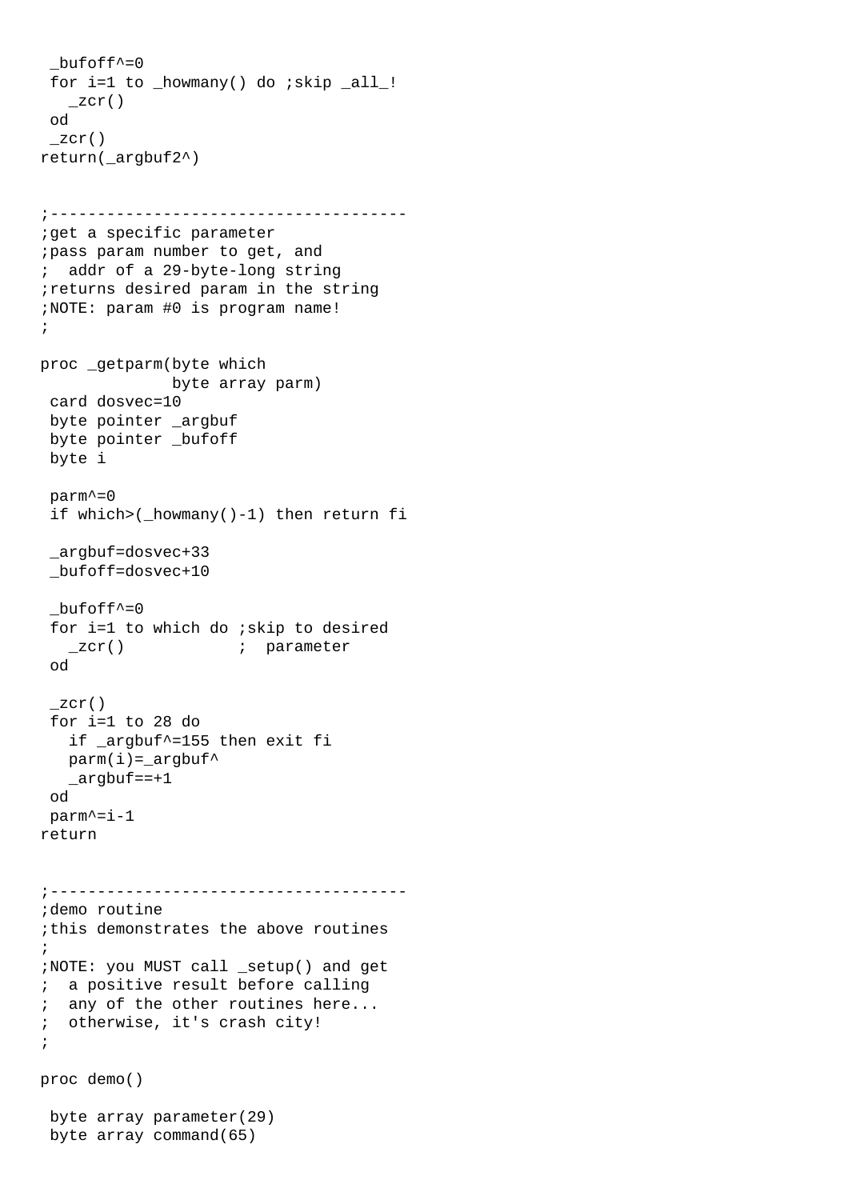```
 _bufoff^=0
 for i=1 to _howmany() do ;skip _all_!
   _zcr()
 od
 _zcr()
return(_argbuf2^)


;-------------------------------------
;get a specific parameter
;pass param number to get, and
;  addr of a 29-byte-long string
;returns desired param in the string
;NOTE: param #0 is program name!
;

proc _getparm(byte which
              byte array parm)
 card dosvec=10
 byte pointer _argbuf
 byte pointer _bufoff
 byte i

 parm^=0
 if which>(_howmany()-1) then return fi

 _argbuf=dosvec+33
 _bufoff=dosvec+10

 _bufoff^=0
 for i=1 to which do ;skip to desired
   _zcr()            ;  parameter
 od

 _zcr()
 for i=1 to 28 do
   if _argbuf^=155 then exit fi
   parm(i)=_argbuf^
   _argbuf==+1
 od
 parm^=i-1
return


;-------------------------------------
;demo routine
;this demonstrates the above routines
;
;NOTE: you MUST call _setup() and get
;  a positive result before calling
;  any of the other routines here...
;  otherwise, it's crash city!
;

proc demo()

 byte array parameter(29)
 byte array command(65)
```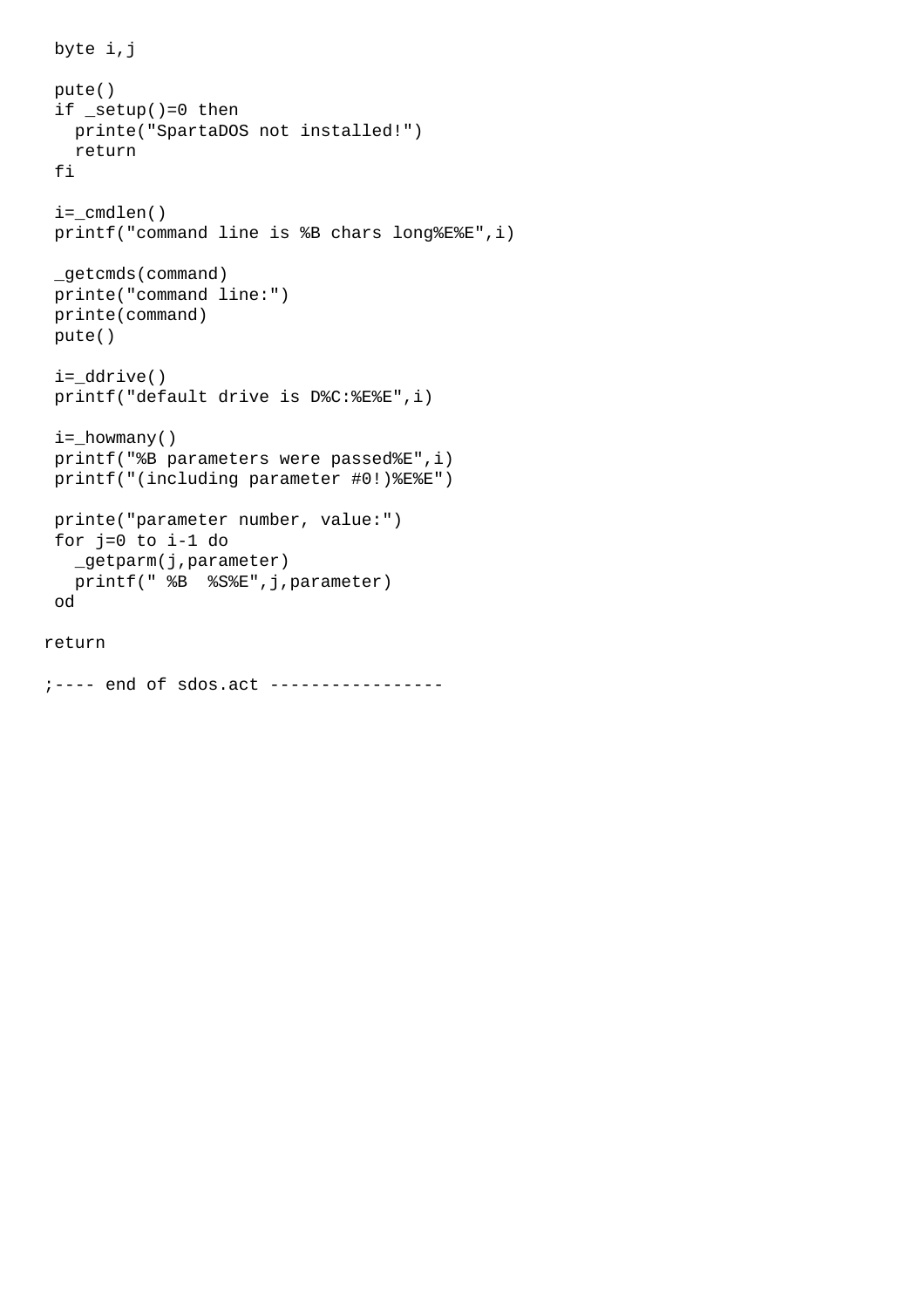```
 byte i,j

 pute()
 if _setup()=0 then
   printe("SpartaDOS not installed!")
   return
 fi

 i=_cmdlen()
 printf("command line is %B chars long%E%E",i)

 _getcmds(command)
 printe("command line:")
 printe(command)
 pute()

 i=_ddrive()
 printf("default drive is D%C:%E%E",i)

 i=_howmany()
 printf("%B parameters were passed%E",i)
 printf("(including parameter #0!)%E%E")

 printe("parameter number, value:")
 for j=0 to i-1 do
   _getparm(j,parameter)
   printf(" %B  %S%E",j,parameter)
 od

return

;---- end of sdos.act -----------------
```